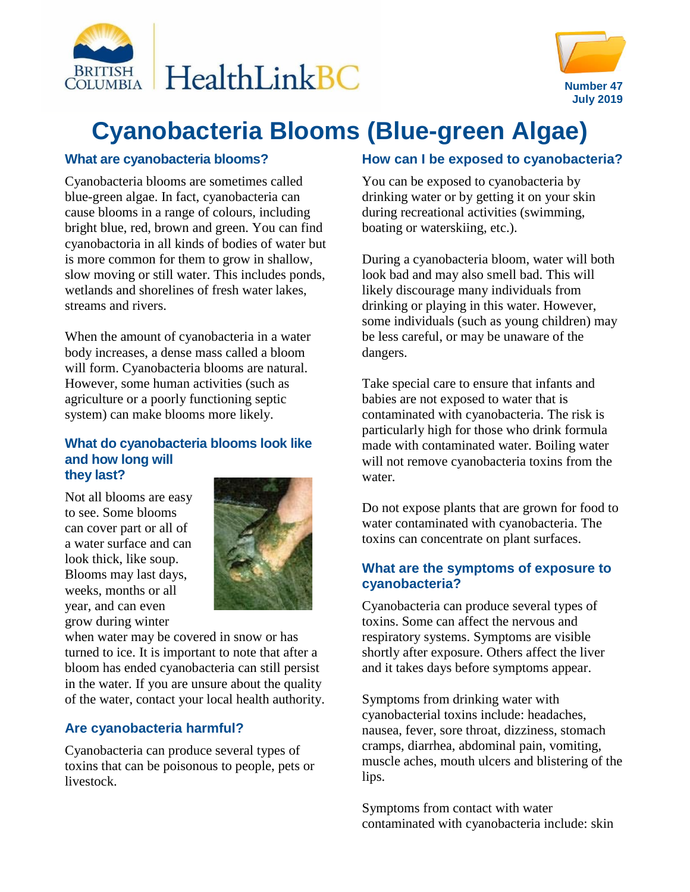Number 47
July 2019

# Cyanobacteria Blooms (Blue-green Algae)

## What are cyanobacteria blooms?

Cyanobacteria blooms are sometimes called blue-green algae. In fact, cyanobacteria can cause blooms in a range of colours, including bright blue, red, brown and green. You can find cyanobactoria in all kinds of bodies of water but is more common for them to grow in shallow, slow moving or still water. This includes ponds, wetlands and shorelines of fresh water lakes, streams and rivers.

When the amount of cyanobacteria in a water body increases, a dense mass called a bloom will form. Cyanobacteria blooms are natural. However, some human activities (such as agriculture or a poorly functioning septic system) can make blooms more likely.

## What do cyanobacteria blooms look like and how long will they last?

Not all blooms are easy to see. Some blooms can cover part or all of a water surface and can look thick, like soup. Blooms may last days, weeks, months or all year, and can even grow during winter when water may be covered in snow or has turned to ice. It is important to note that after a bloom has ended cyanobacteria can still persist in the water. If you are unsure about the quality of the water, contact your local health authority.

## Are cyanobacteria harmful?

Cyanobacteria can produce several types of toxins that can be poisonous to people, pets or livestock.

## How can I be exposed to cyanobacteria?

You can be exposed to cyanobacteria by drinking water or by getting it on your skin during recreational activities (swimming, boating or waterskiing, etc.).

During a cyanobacteria bloom, water will both look bad and may also smell bad. This will likely discourage many individuals from drinking or playing in this water. However, some individuals (such as young children) may be less careful, or may be unaware of the dangers.

Take special care to ensure that infants and babies are not exposed to water that is contaminated with cyanobacteria. The risk is particularly high for those who drink formula made with contaminated water. Boiling water will not remove cyanobacteria toxins from the water.

Do not expose plants that are grown for food to water contaminated with cyanobacteria. The toxins can concentrate on plant surfaces.

## What are the symptoms of exposure to cyanobacteria?

Cyanobacteria can produce several types of toxins. Some can affect the nervous and respiratory systems. Symptoms are visible shortly after exposure. Others affect the liver and it takes days before symptoms appear.

Symptoms from drinking water with cyanobacterial toxins include: headaches, nausea, fever, sore throat, dizziness, stomach cramps, diarrhea, abdominal pain, vomiting, muscle aches, mouth ulcers and blistering of the lips.

Symptoms from contact with water contaminated with cyanobacteria include: skin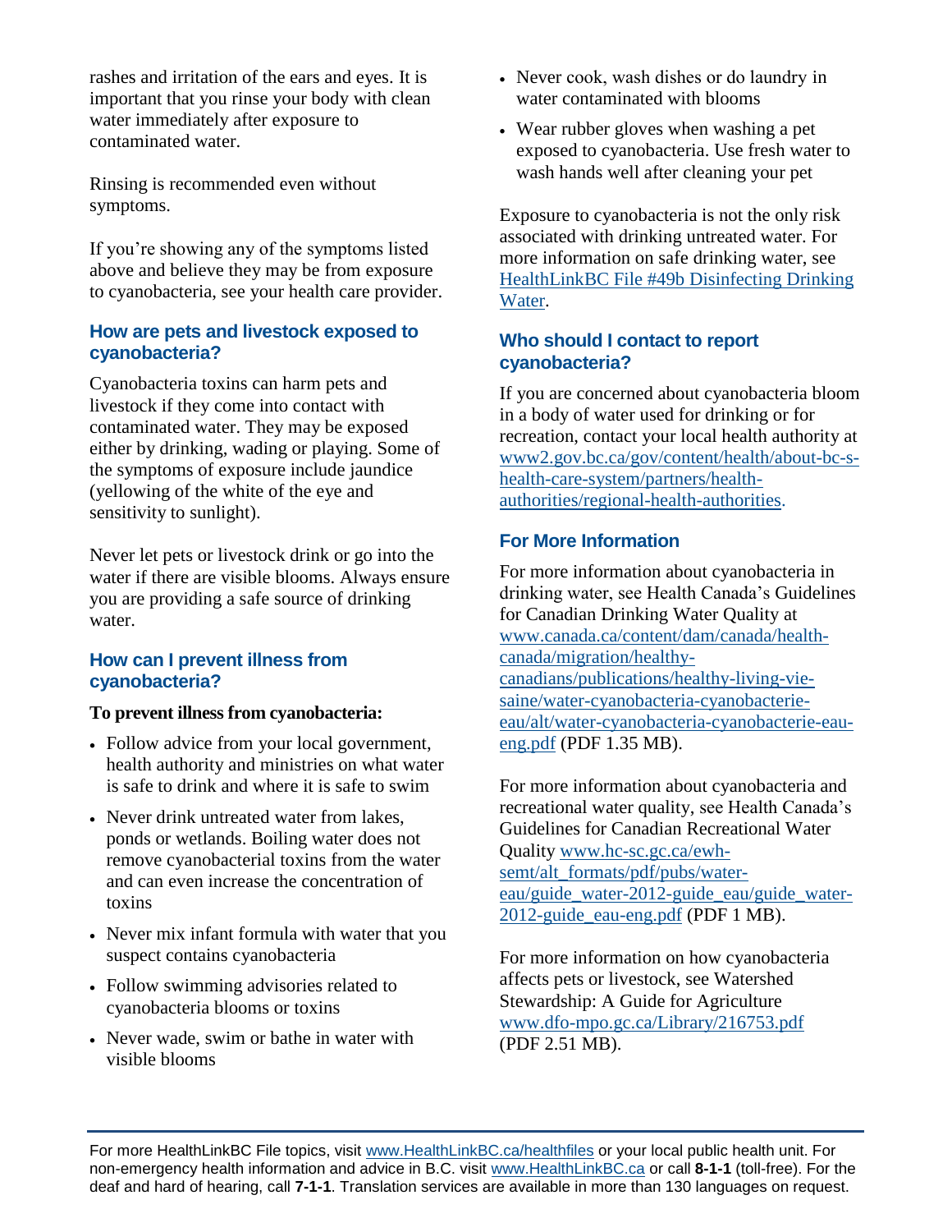rashes and irritation of the ears and eyes. It is important that you rinse your body with clean water immediately after exposure to contaminated water.

Rinsing is recommended even without symptoms.

If you're showing any of the symptoms listed above and believe they may be from exposure to cyanobacteria, see your health care provider.

### How are pets and livestock exposed to cyanobacteria?

Cyanobacteria toxins can harm pets and livestock if they come into contact with contaminated water. They may be exposed either by drinking, wading or playing. Some of the symptoms of exposure include jaundice (yellowing of the white of the eye and sensitivity to sunlight).

Never let pets or livestock drink or go into the water if there are visible blooms. Always ensure you are providing a safe source of drinking water.

### How can I prevent illness from cyanobacteria?

**To prevent illness from cyanobacteria:**

- Follow advice from your local government, health authority and ministries on what water is safe to drink and where it is safe to swim
- Never drink untreated water from lakes, ponds or wetlands. Boiling water does not remove cyanobacterial toxins from the water and can even increase the concentration of toxins
- Never mix infant formula with water that you suspect contains cyanobacteria
- Follow swimming advisories related to cyanobacteria blooms or toxins
- Never wade, swim or bathe in water with visible blooms
- Never cook, wash dishes or do laundry in water contaminated with blooms
- Wear rubber gloves when washing a pet exposed to cyanobacteria. Use fresh water to wash hands well after cleaning your pet

Exposure to cyanobacteria is not the only risk associated with drinking untreated water. For more information on safe drinking water, see HealthLinkBC File #49b Disinfecting Drinking Water.

### Who should I contact to report cyanobacteria?

If you are concerned about cyanobacteria bloom in a body of water used for drinking or for recreation, contact your local health authority at www2.gov.bc.ca/gov/content/health/about-bc-s-health-care-system/partners/health-authorities/regional-health-authorities.

### For More Information

For more information about cyanobacteria in drinking water, see Health Canada's Guidelines for Canadian Drinking Water Quality at www.canada.ca/content/dam/canada/health-canada/migration/healthy-canadians/publications/healthy-living-vie-saine/water-cyanobacteria-cyanobacterie-eau/alt/water-cyanobacteria-cyanobacterie-eau-eng.pdf (PDF 1.35 MB).

For more information about cyanobacteria and recreational water quality, see Health Canada's Guidelines for Canadian Recreational Water Quality www.hc-sc.gc.ca/ewh-semt/alt_formats/pdf/pubs/water-eau/guide_water-2012-guide_eau/guide_water-2012-guide_eau-eng.pdf (PDF 1 MB).

For more information on how cyanobacteria affects pets or livestock, see Watershed Stewardship: A Guide for Agriculture www.dfo-mpo.gc.ca/Library/216753.pdf (PDF 2.51 MB).

For more HealthLinkBC File topics, visit www.HealthLinkBC.ca/healthfiles or your local public health unit. For non-emergency health information and advice in B.C. visit www.HealthLinkBC.ca or call **8-1-1** (toll-free). For the deaf and hard of hearing, call **7-1-1**. Translation services are available in more than 130 languages on request.